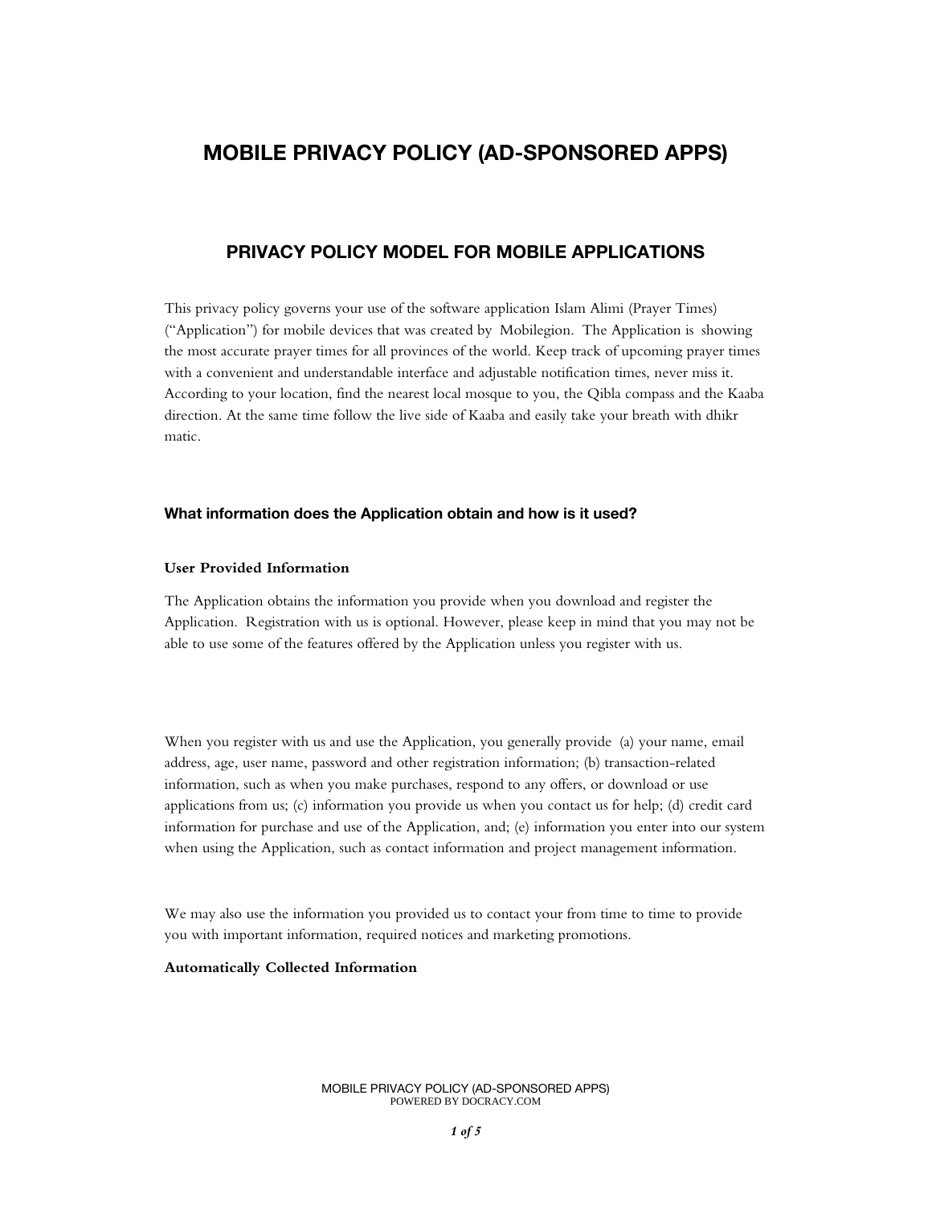# MOBILE PRIVACY POLICY (AD-SPONSORED APPS)

## PRIVACY POLICY MODEL FOR MOBILE APPLICATIONS

This privacy policy governs your use of the software application Islam Alimi (Prayer Times) ("Application") for mobile devices that was created by Mobilegion. The Application is showing the most accurate prayer times for all provinces of the world. Keep track of upcoming prayer times with a convenient and understandable interface and adjustable notification times, never miss it. According to your location, find the nearest local mosque to you, the Qibla compass and the Kaaba direction. At the same time follow the live side of Kaaba and easily take your breath with dhikr matic.

### What information does the Application obtain and how is it used?

**User Provided Information**

The Application obtains the information you provide when you download and register the Application. Registration with us is optional. However, please keep in mind that you may not be able to use some of the features offered by the Application unless you register with us.

When you register with us and use the Application, you generally provide (a) your name, email address, age, user name, password and other registration information; (b) transaction-related information, such as when you make purchases, respond to any offers, or download or use applications from us; (c) information you provide us when you contact us for help; (d) credit card information for purchase and use of the Application, and; (e) information you enter into our system when using the Application, such as contact information and project management information.

We may also use the information you provided us to contact your from time to time to provide you with important information, required notices and marketing promotions.

**Automatically Collected Information**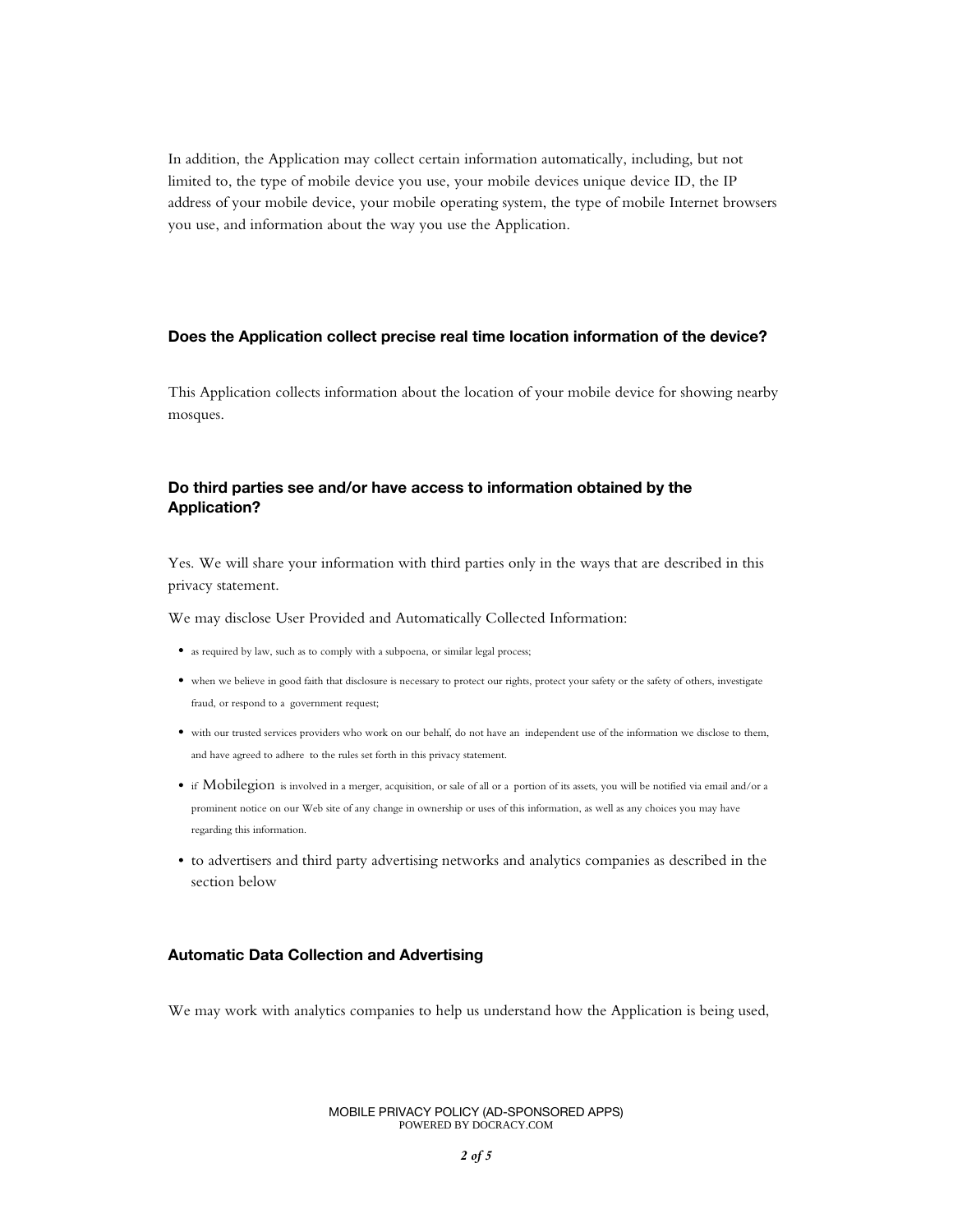In addition, the Application may collect certain information automatically, including, but not limited to, the type of mobile device you use, your mobile devices unique device ID, the IP address of your mobile device, your mobile operating system, the type of mobile Internet browsers you use, and information about the way you use the Application.

### Does the Application collect precise real time location information of the device?

This Application collects information about the location of your mobile device for showing nearby mosques.

### Do third parties see and/or have access to information obtained by the Application?

Yes. We will share your information with third parties only in the ways that are described in this privacy statement.

We may disclose User Provided and Automatically Collected Information:

- as required by law, such as to comply with a subpoena, or similar legal process;
- when we believe in good faith that disclosure is necessary to protect our rights, protect your safety or the safety of others, investigate fraud, or respond to a government request;
- with our trusted services providers who work on our behalf, do not have an independent use of the information we disclose to them, and have agreed to adhere to the rules set forth in this privacy statement.
- if Mobilegion is involved in a merger, acquisition, or sale of all or a portion of its assets, you will be notified via email and/or a prominent notice on our Web site of any change in ownership or uses of this information, as well as any choices you may have regarding this information.
- to advertisers and third party advertising networks and analytics companies as described in the section below

### Automatic Data Collection and Advertising

We may work with analytics companies to help us understand how the Application is being used,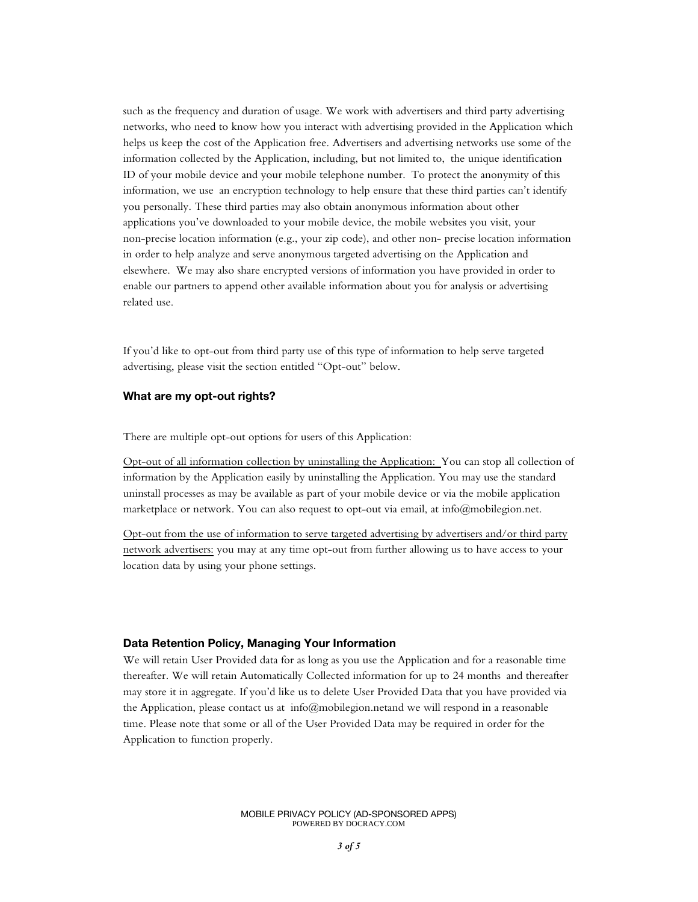such as the frequency and duration of usage. We work with advertisers and third party advertising networks, who need to know how you interact with advertising provided in the Application which helps us keep the cost of the Application free. Advertisers and advertising networks use some of the information collected by the Application, including, but not limited to, the unique identification ID of your mobile device and your mobile telephone number. To protect the anonymity of this information, we use an encryption technology to help ensure that these third parties can't identify you personally. These third parties may also obtain anonymous information about other applications you've downloaded to your mobile device, the mobile websites you visit, your non-precise location information (e.g., your zip code), and other non- precise location information in order to help analyze and serve anonymous targeted advertising on the Application and elsewhere. We may also share encrypted versions of information you have provided in order to enable our partners to append other available information about you for analysis or advertising related use.

If you'd like to opt-out from third party use of this type of information to help serve targeted advertising, please visit the section entitled "Opt-out" below.

### What are my opt-out rights?

There are multiple opt-out options for users of this Application:

<u>Opt-out of all information collection by uninstalling the Application:</u> You can stop all collection of information by the Application easily by uninstalling the Application. You may use the standard uninstall processes as may be available as part of your mobile device or via the mobile application marketplace or network. You can also request to opt-out via email, at info@mobilegion.net.

<u>Opt-out from the use of information to serve targeted advertising by advertisers and/or third party network advertisers:</u> you may at any time opt-out from further allowing us to have access to your location data by using your phone settings.

### Data Retention Policy, Managing Your Information

We will retain User Provided data for as long as you use the Application and for a reasonable time thereafter. We will retain Automatically Collected information for up to 24 months and thereafter may store it in aggregate. If you'd like us to delete User Provided Data that you have provided via the Application, please contact us at info@mobilegion.netand we will respond in a reasonable time. Please note that some or all of the User Provided Data may be required in order for the Application to function properly.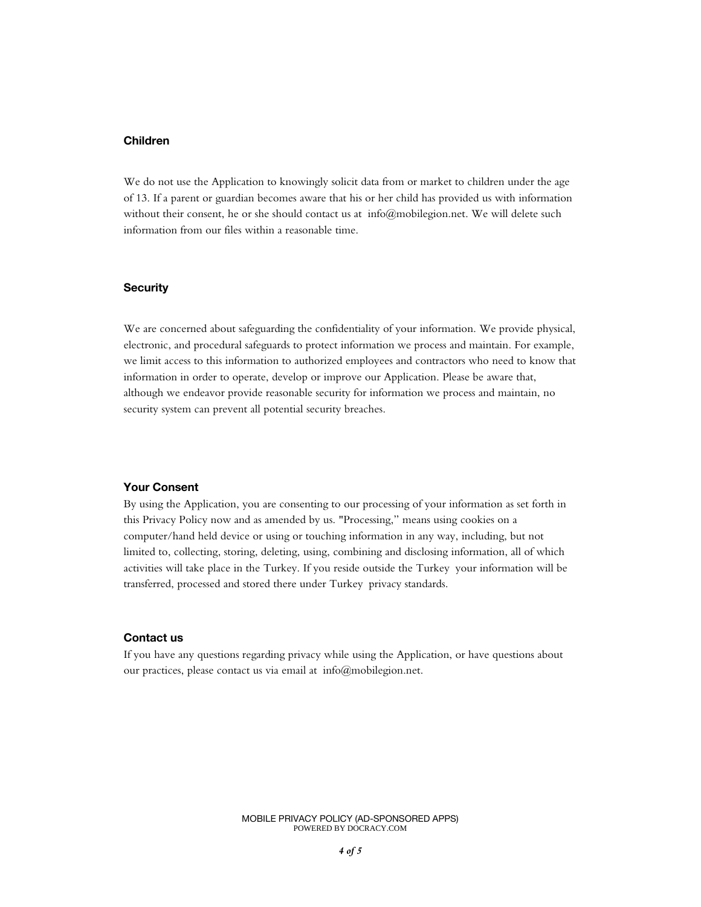### Children

We do not use the Application to knowingly solicit data from or market to children under the age of 13. If a parent or guardian becomes aware that his or her child has provided us with information without their consent, he or she should contact us at info@mobilegion.net. We will delete such information from our files within a reasonable time.

### Security

We are concerned about safeguarding the confidentiality of your information. We provide physical, electronic, and procedural safeguards to protect information we process and maintain. For example, we limit access to this information to authorized employees and contractors who need to know that information in order to operate, develop or improve our Application. Please be aware that, although we endeavor provide reasonable security for information we process and maintain, no security system can prevent all potential security breaches.

### Your Consent

By using the Application, you are consenting to our processing of your information as set forth in this Privacy Policy now and as amended by us. "Processing," means using cookies on a computer/hand held device or using or touching information in any way, including, but not limited to, collecting, storing, deleting, using, combining and disclosing information, all of which activities will take place in the Turkey. If you reside outside the Turkey your information will be transferred, processed and stored there under Turkey privacy standards.

### Contact us

If you have any questions regarding privacy while using the Application, or have questions about our practices, please contact us via email at info@mobilegion.net.